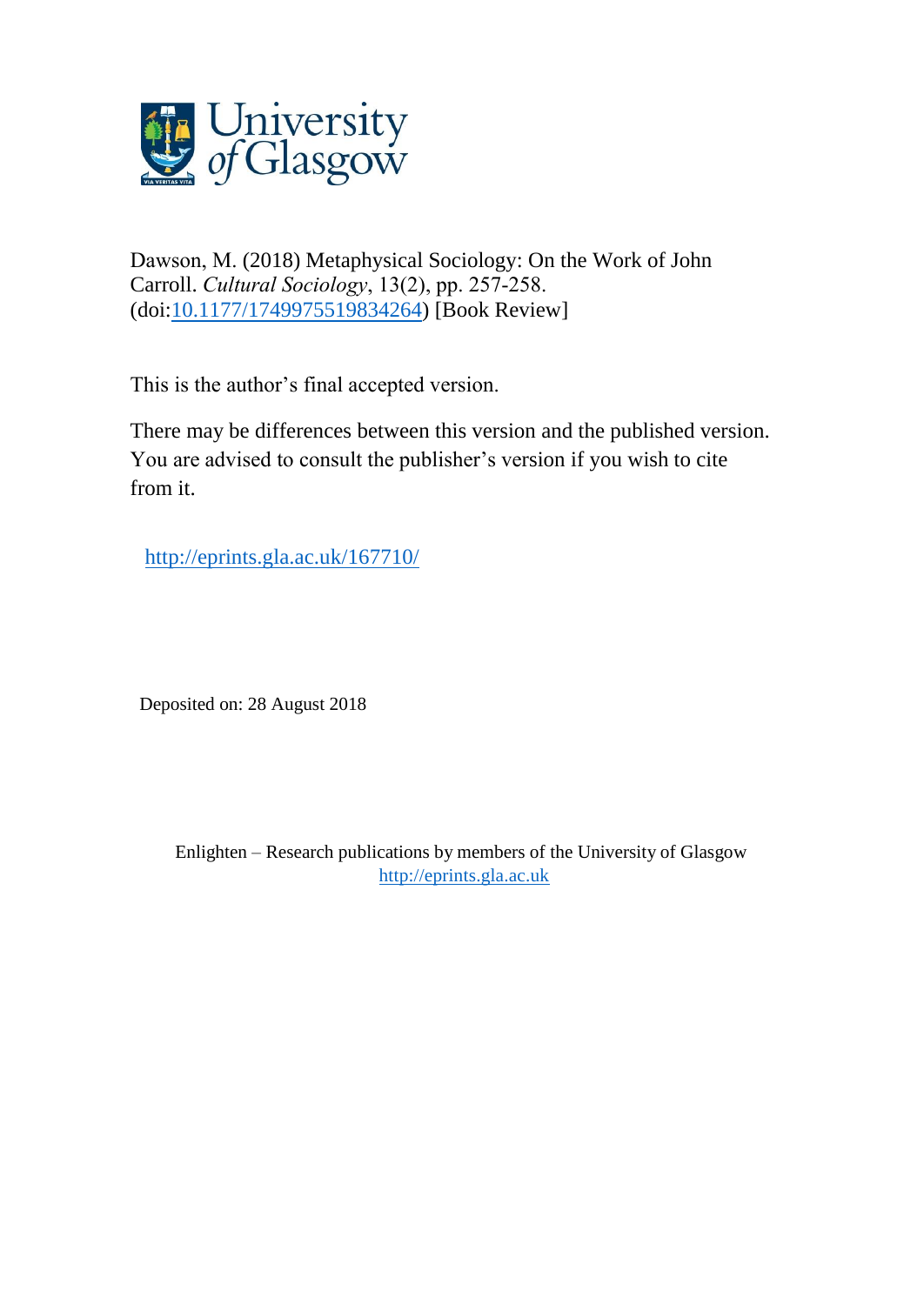Dawson, M. (2018) Metaphysical Sociology: On the Work of John Carroll. *Cultural Sociology*, 13(2), pp. 257-258. (doi:10.1177/1749975519834264) [Book Review]

This is the author's final accepted version.

There may be differences between this version and the published version. You are advised to consult the publisher's version if you wish to cite from it.

http://eprints.gla.ac.uk/167710/

Deposited on: 28 August 2018

Enlighten – Research publications by members of the University of Glasgow
http://eprints.gla.ac.uk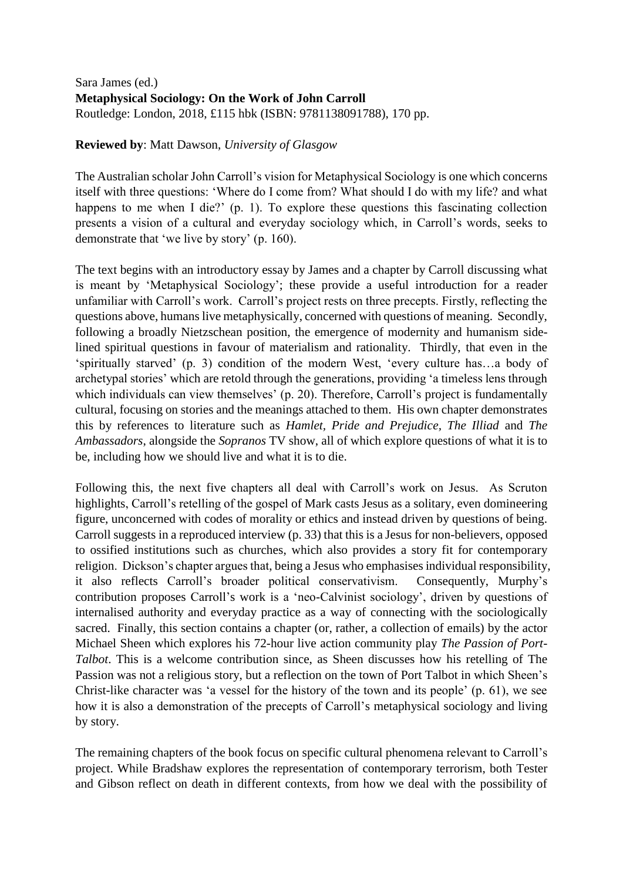Sara James (ed.)
**Metaphysical Sociology: On the Work of John Carroll**
Routledge: London, 2018, £115 hbk (ISBN: 9781138091788), 170 pp.

**Reviewed by**: Matt Dawson, *University of Glasgow*

The Australian scholar John Carroll's vision for Metaphysical Sociology is one which concerns itself with three questions: 'Where do I come from? What should I do with my life? and what happens to me when I die?' (p. 1). To explore these questions this fascinating collection presents a vision of a cultural and everyday sociology which, in Carroll's words, seeks to demonstrate that 'we live by story' (p. 160).

The text begins with an introductory essay by James and a chapter by Carroll discussing what is meant by 'Metaphysical Sociology'; these provide a useful introduction for a reader unfamiliar with Carroll's work. Carroll's project rests on three precepts. Firstly, reflecting the questions above, humans live metaphysically, concerned with questions of meaning. Secondly, following a broadly Nietzschean position, the emergence of modernity and humanism side-lined spiritual questions in favour of materialism and rationality. Thirdly, that even in the 'spiritually starved' (p. 3) condition of the modern West, 'every culture has…a body of archetypal stories' which are retold through the generations, providing 'a timeless lens through which individuals can view themselves' (p. 20). Therefore, Carroll's project is fundamentally cultural, focusing on stories and the meanings attached to them. His own chapter demonstrates this by references to literature such as *Hamlet, Pride and Prejudice, The Illiad* and *The Ambassadors*, alongside the *Sopranos* TV show, all of which explore questions of what it is to be, including how we should live and what it is to die.

Following this, the next five chapters all deal with Carroll's work on Jesus. As Scruton highlights, Carroll's retelling of the gospel of Mark casts Jesus as a solitary, even domineering figure, unconcerned with codes of morality or ethics and instead driven by questions of being. Carroll suggests in a reproduced interview (p. 33) that this is a Jesus for non-believers, opposed to ossified institutions such as churches, which also provides a story fit for contemporary religion. Dickson's chapter argues that, being a Jesus who emphasises individual responsibility, it also reflects Carroll's broader political conservativism. Consequently, Murphy's contribution proposes Carroll's work is a 'neo-Calvinist sociology', driven by questions of internalised authority and everyday practice as a way of connecting with the sociologically sacred. Finally, this section contains a chapter (or, rather, a collection of emails) by the actor Michael Sheen which explores his 72-hour live action community play *The Passion of Port-Talbot*. This is a welcome contribution since, as Sheen discusses how his retelling of The Passion was not a religious story, but a reflection on the town of Port Talbot in which Sheen's Christ-like character was 'a vessel for the history of the town and its people' (p. 61), we see how it is also a demonstration of the precepts of Carroll's metaphysical sociology and living by story.

The remaining chapters of the book focus on specific cultural phenomena relevant to Carroll's project. While Bradshaw explores the representation of contemporary terrorism, both Tester and Gibson reflect on death in different contexts, from how we deal with the possibility of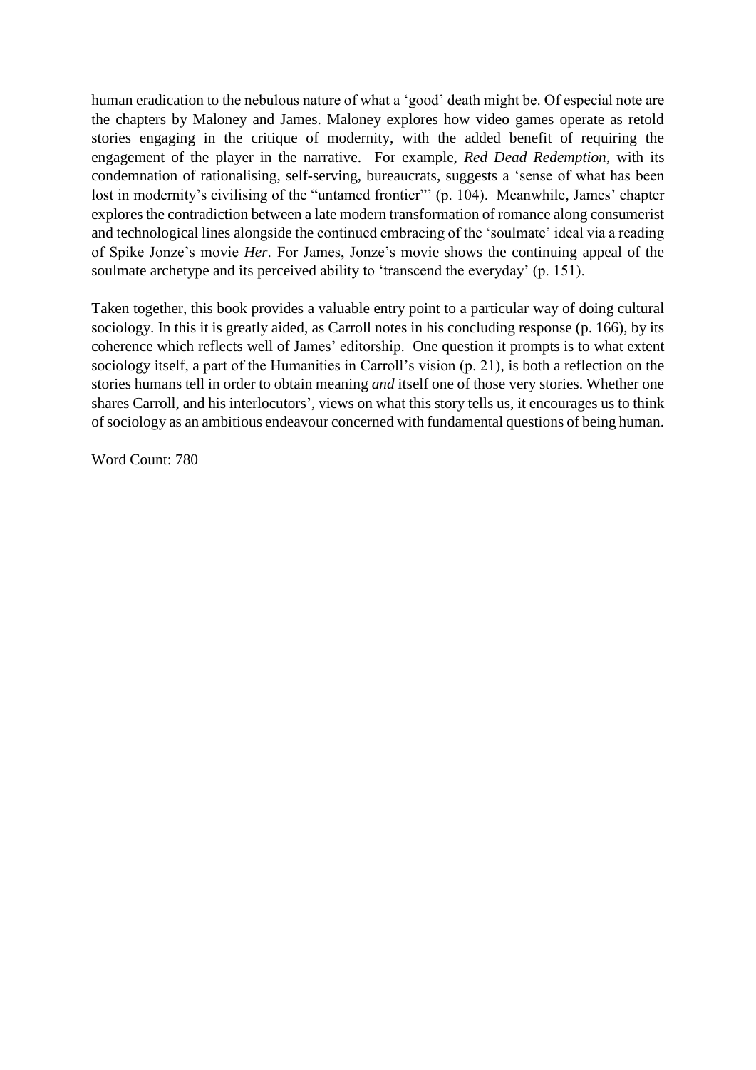human eradication to the nebulous nature of what a 'good' death might be. Of especial note are the chapters by Maloney and James. Maloney explores how video games operate as retold stories engaging in the critique of modernity, with the added benefit of requiring the engagement of the player in the narrative. For example, *Red Dead Redemption*, with its condemnation of rationalising, self-serving, bureaucrats, suggests a 'sense of what has been lost in modernity's civilising of the "untamed frontier"' (p. 104). Meanwhile, James' chapter explores the contradiction between a late modern transformation of romance along consumerist and technological lines alongside the continued embracing of the 'soulmate' ideal via a reading of Spike Jonze's movie *Her*. For James, Jonze's movie shows the continuing appeal of the soulmate archetype and its perceived ability to 'transcend the everyday' (p. 151).

Taken together, this book provides a valuable entry point to a particular way of doing cultural sociology. In this it is greatly aided, as Carroll notes in his concluding response (p. 166), by its coherence which reflects well of James' editorship. One question it prompts is to what extent sociology itself, a part of the Humanities in Carroll's vision (p. 21), is both a reflection on the stories humans tell in order to obtain meaning *and* itself one of those very stories. Whether one shares Carroll, and his interlocutors', views on what this story tells us, it encourages us to think of sociology as an ambitious endeavour concerned with fundamental questions of being human.

Word Count: 780